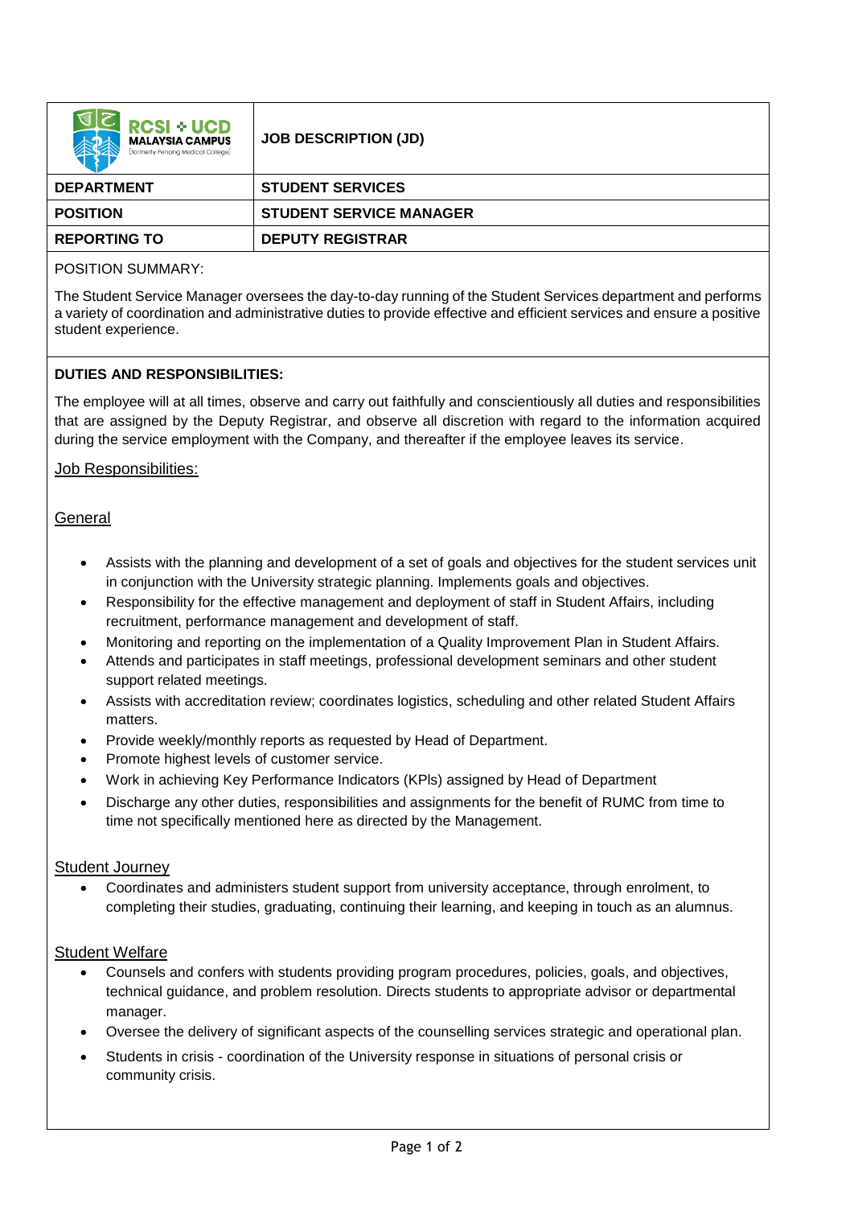| RCSI + UCD MALAYSIA CAMPUS (formerly Penang Medical College) | **JOB DESCRIPTION (JD)** |
|---|---|
| **DEPARTMENT** | **STUDENT SERVICES** |
| **POSITION** | **STUDENT SERVICE MANAGER** |
| **REPORTING TO** | **DEPUTY REGISTRAR** |

POSITION SUMMARY:

The Student Service Manager oversees the day-to-day running of the Student Services department and performs a variety of coordination and administrative duties to provide effective and efficient services and ensure a positive student experience.

**DUTIES AND RESPONSIBILITIES:**

The employee will at all times, observe and carry out faithfully and conscientiously all duties and responsibilities that are assigned by the Deputy Registrar, and observe all discretion with regard to the information acquired during the service employment with the Company, and thereafter if the employee leaves its service.

Job Responsibilities:

General

- Assists with the planning and development of a set of goals and objectives for the student services unit in conjunction with the University strategic planning. Implements goals and objectives.
- Responsibility for the effective management and deployment of staff in Student Affairs, including recruitment, performance management and development of staff.
- Monitoring and reporting on the implementation of a Quality Improvement Plan in Student Affairs.
- Attends and participates in staff meetings, professional development seminars and other student support related meetings.
- Assists with accreditation review; coordinates logistics, scheduling and other related Student Affairs matters.
- Provide weekly/monthly reports as requested by Head of Department.
- Promote highest levels of customer service.
- Work in achieving Key Performance Indicators (KPls) assigned by Head of Department
- Discharge any other duties, responsibilities and assignments for the benefit of RUMC from time to time not specifically mentioned here as directed by the Management.

Student Journey

- Coordinates and administers student support from university acceptance, through enrolment, to completing their studies, graduating, continuing their learning, and keeping in touch as an alumnus.

Student Welfare

- Counsels and confers with students providing program procedures, policies, goals, and objectives, technical guidance, and problem resolution. Directs students to appropriate advisor or departmental manager.
- Oversee the delivery of significant aspects of the counselling services strategic and operational plan.
- Students in crisis - coordination of the University response in situations of personal crisis or community crisis.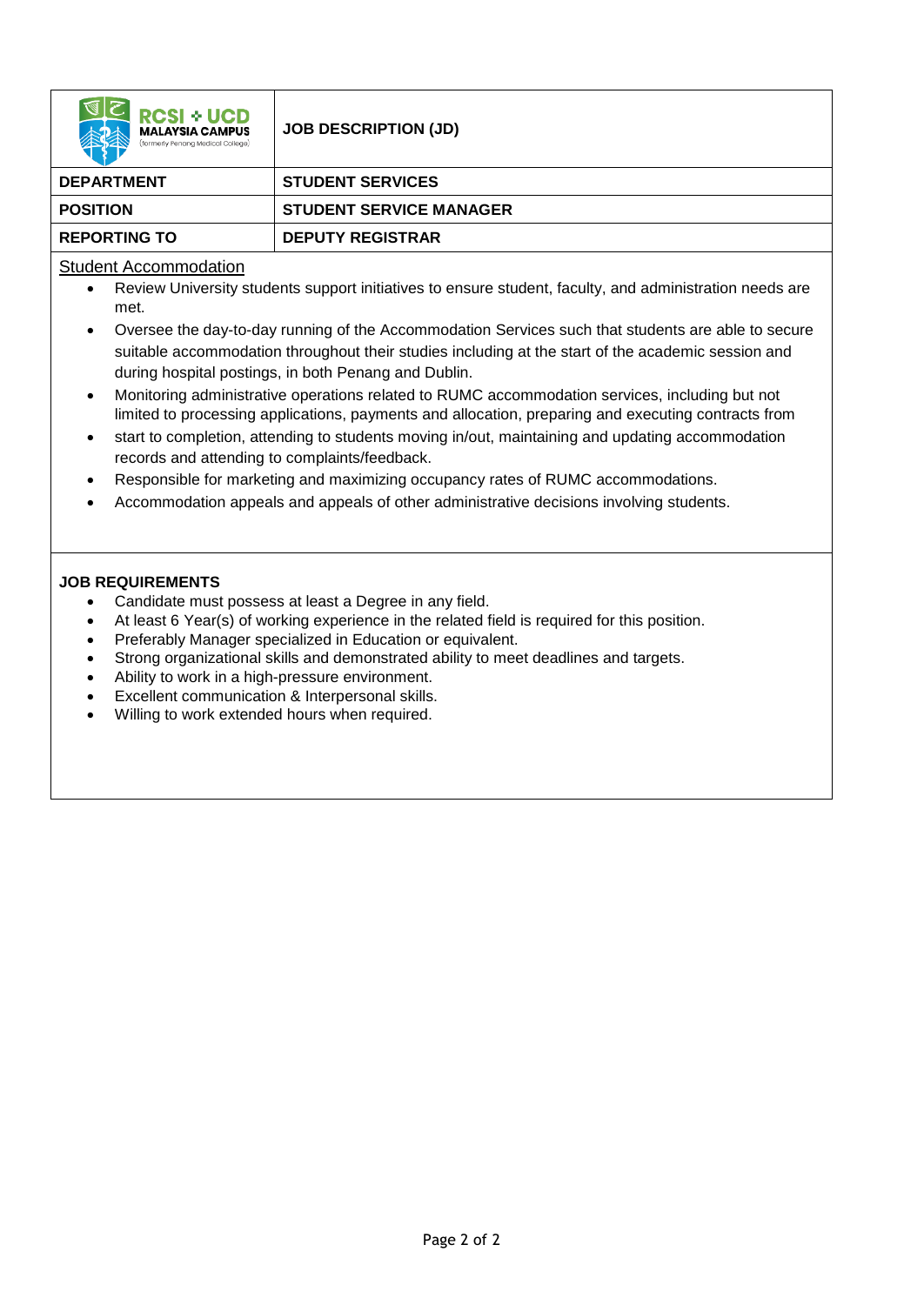| | |
|---|---|
| RCSI + UCD MALAYSIA CAMPUS (formerly Penang Medical College) | **JOB DESCRIPTION (JD)** |
| **DEPARTMENT** | **STUDENT SERVICES** |
| **POSITION** | **STUDENT SERVICE MANAGER** |
| **REPORTING TO** | **DEPUTY REGISTRAR** |

<u>Student Accommodation</u>

- Review University students support initiatives to ensure student, faculty, and administration needs are met.
- Oversee the day-to-day running of the Accommodation Services such that students are able to secure suitable accommodation throughout their studies including at the start of the academic session and during hospital postings, in both Penang and Dublin.
- Monitoring administrative operations related to RUMC accommodation services, including but not limited to processing applications, payments and allocation, preparing and executing contracts from
- start to completion, attending to students moving in/out, maintaining and updating accommodation records and attending to complaints/feedback.
- Responsible for marketing and maximizing occupancy rates of RUMC accommodations.
- Accommodation appeals and appeals of other administrative decisions involving students.

**JOB REQUIREMENTS**

- Candidate must possess at least a Degree in any field.
- At least 6 Year(s) of working experience in the related field is required for this position.
- Preferably Manager specialized in Education or equivalent.
- Strong organizational skills and demonstrated ability to meet deadlines and targets.
- Ability to work in a high-pressure environment.
- Excellent communication & Interpersonal skills.
- Willing to work extended hours when required.